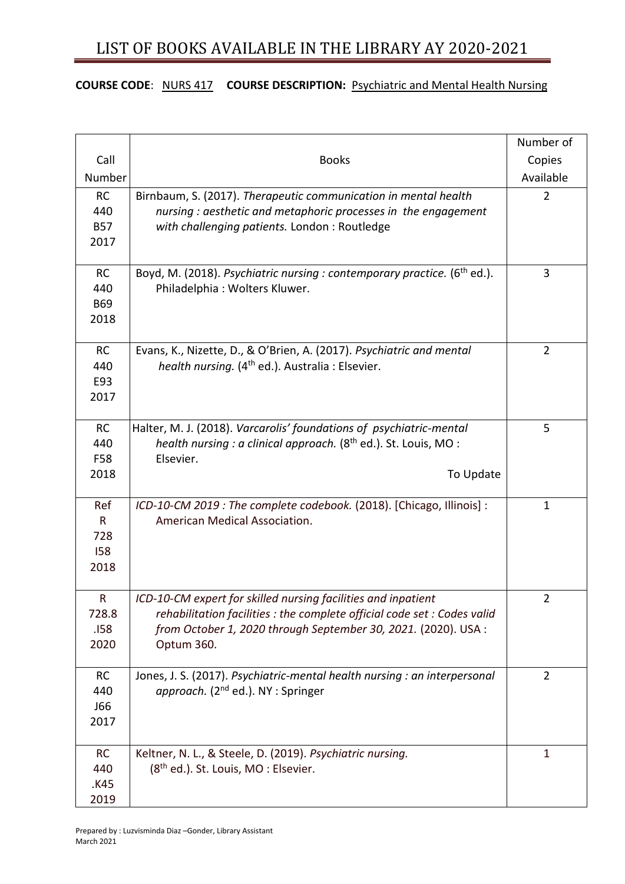# LIST OF BOOKS AVAILABLE IN THE LIBRARY AY 2020-2021

**COURSE CODE**: NURS 417 **COURSE DESCRIPTION:** Psychiatric and Mental Health Nursing

| Call Number | Books | Number of Copies Available |
|---|---|---|
| RC 440 B57 2017 | Birnbaum, S. (2017). *Therapeutic communication in mental health nursing : aesthetic and metaphoric processes in the engagement with challenging patients.* London : Routledge | 2 |
| RC 440 B69 2018 | Boyd, M. (2018). *Psychiatric nursing : contemporary practice.* (6th ed.). Philadelphia : Wolters Kluwer. | 3 |
| RC 440 E93 2017 | Evans, K., Nizette, D., & O'Brien, A. (2017). *Psychiatric and mental health nursing.* (4th ed.). Australia : Elsevier. | 2 |
| RC 440 F58 2018 | Halter, M. J. (2018). *Varcarolis' foundations of psychiatric-mental health nursing : a clinical approach.* (8th ed.). St. Louis, MO : Elsevier. To Update | 5 |
| Ref R 728 I58 2018 | *ICD-10-CM 2019 : The complete codebook.* (2018). [Chicago, Illinois] : American Medical Association. | 1 |
| R 728.8 .I58 2020 | *ICD-10-CM expert for skilled nursing facilities and inpatient rehabilitation facilities : the complete official code set : Codes valid from October 1, 2020 through September 30, 2021.* (2020). USA : Optum 360. | 2 |
| RC 440 J66 2017 | Jones, J. S. (2017). *Psychiatric-mental health nursing : an interpersonal approach.* (2nd ed.). NY : Springer | 2 |
| RC 440 .K45 2019 | Keltner, N. L., & Steele, D. (2019). *Psychiatric nursing.* (8th ed.). St. Louis, MO : Elsevier. | 1 |

Prepared by : Luzvisminda Diaz –Gonder, Library Assistant
March 2021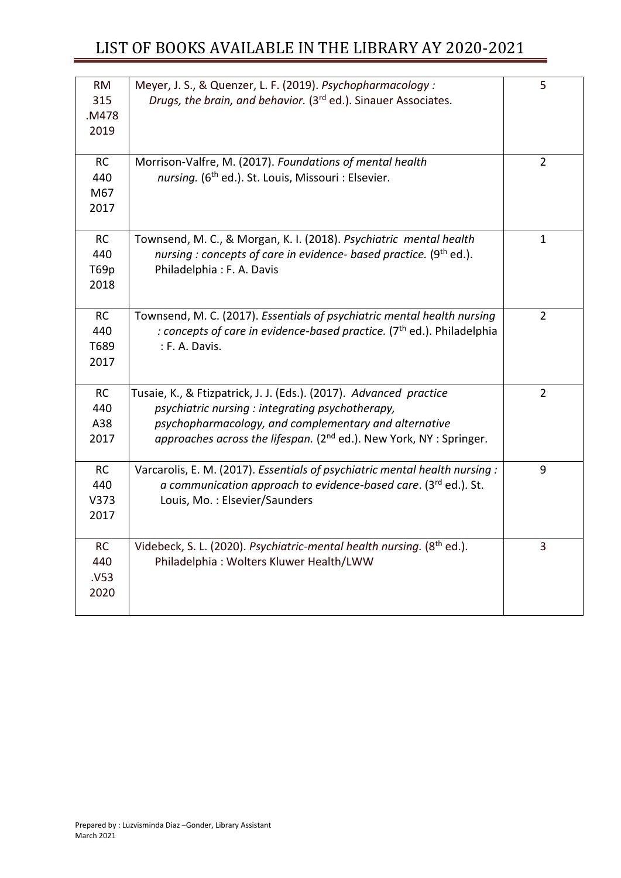| RM 315 .M478 2019 | Meyer, J. S., & Quenzer, L. F. (2019). *Psychopharmacology : Drugs, the brain, and behavior.* (3rd ed.). Sinauer Associates. | 5 |
|---|---|---|
| RC 440 M67 2017 | Morrison-Valfre, M. (2017). *Foundations of mental health nursing.* (6th ed.). St. Louis, Missouri : Elsevier. | 2 |
| RC 440 T69p 2018 | Townsend, M. C., & Morgan, K. I. (2018). *Psychiatric mental health nursing : concepts of care in evidence- based practice.* (9th ed.). Philadelphia : F. A. Davis | 1 |
| RC 440 T689 2017 | Townsend, M. C. (2017). *Essentials of psychiatric mental health nursing : concepts of care in evidence-based practice.* (7th ed.). Philadelphia : F. A. Davis. | 2 |
| RC 440 A38 2017 | Tusaie, K., & Ftizpatrick, J. J. (Eds.). (2017). *Advanced practice psychiatric nursing : integrating psychotherapy, psychopharmacology, and complementary and alternative approaches across the lifespan.* (2nd ed.). New York, NY : Springer. | 2 |
| RC 440 V373 2017 | Varcarolis, E. M. (2017). *Essentials of psychiatric mental health nursing : a communication approach to evidence-based care*. (3rd ed.). St. Louis, Mo. : Elsevier/Saunders | 9 |
| RC 440 .V53 2020 | Videbeck, S. L. (2020). *Psychiatric-mental health nursing.* (8th ed.). Philadelphia : Wolters Kluwer Health/LWW | 3 |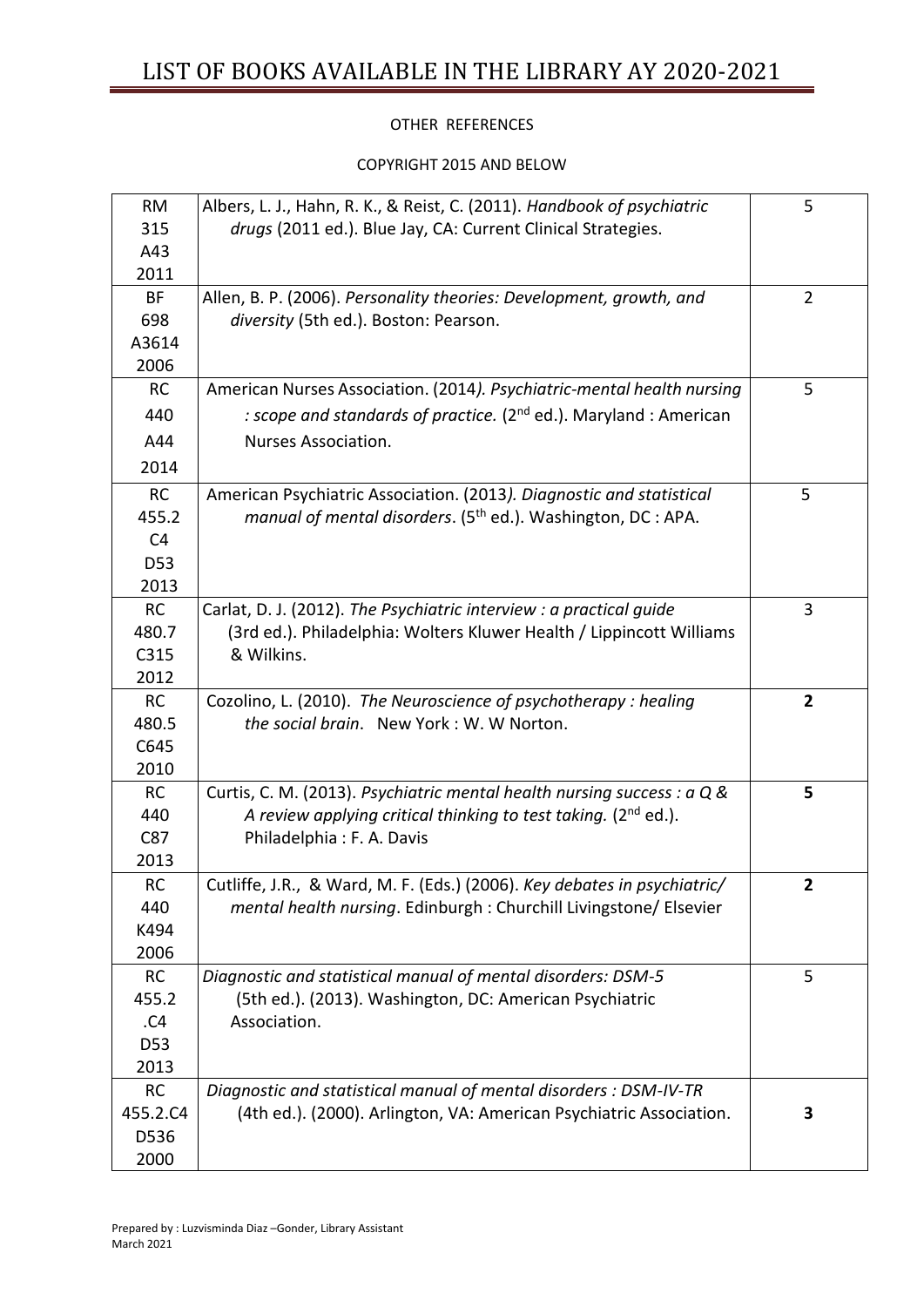# LIST OF BOOKS AVAILABLE IN THE LIBRARY AY 2020-2021

OTHER REFERENCES

COPYRIGHT 2015 AND BELOW

| Call Number | Reference | Copies |
|---|---|---|
| RM 315 A43 2011 | Albers, L. J., Hahn, R. K., & Reist, C. (2011). *Handbook of psychiatric drugs* (2011 ed.). Blue Jay, CA: Current Clinical Strategies. | 5 |
| BF 698 A3614 2006 | Allen, B. P. (2006). *Personality theories: Development, growth, and diversity* (5th ed.). Boston: Pearson. | 2 |
| RC 440 A44 2014 | American Nurses Association. (2014*). Psychiatric-mental health nursing : scope and standards of practice.* (2nd ed.). Maryland : American Nurses Association. | 5 |
| RC 455.2 C4 D53 2013 | American Psychiatric Association. (2013*). Diagnostic and statistical manual of mental disorders*. (5th ed.). Washington, DC : APA. | 5 |
| RC 480.7 C315 2012 | Carlat, D. J. (2012). *The Psychiatric interview : a practical guide* (3rd ed.). Philadelphia: Wolters Kluwer Health / Lippincott Williams & Wilkins. | 3 |
| RC 480.5 C645 2010 | Cozolino, L. (2010). *The Neuroscience of psychotherapy : healing the social brain*. New York : W. W Norton. | **2** |
| RC 440 C87 2013 | Curtis, C. M. (2013). *Psychiatric mental health nursing success : a Q & A review applying critical thinking to test taking.* (2nd ed.). Philadelphia : F. A. Davis | **5** |
| RC 440 K494 2006 | Cutliffe, J.R., & Ward, M. F. (Eds.) (2006). *Key debates in psychiatric/ mental health nursing*. Edinburgh : Churchill Livingstone/ Elsevier | **2** |
| RC 455.2 .C4 D53 2013 | *Diagnostic and statistical manual of mental disorders: DSM-5* (5th ed.). (2013). Washington, DC: American Psychiatric Association. | 5 |
| RC 455.2.C4 D536 2000 | *Diagnostic and statistical manual of mental disorders : DSM-IV-TR* (4th ed.). (2000). Arlington, VA: American Psychiatric Association. | **3** |

Prepared by : Luzvisminda Diaz –Gonder, Library Assistant
March 2021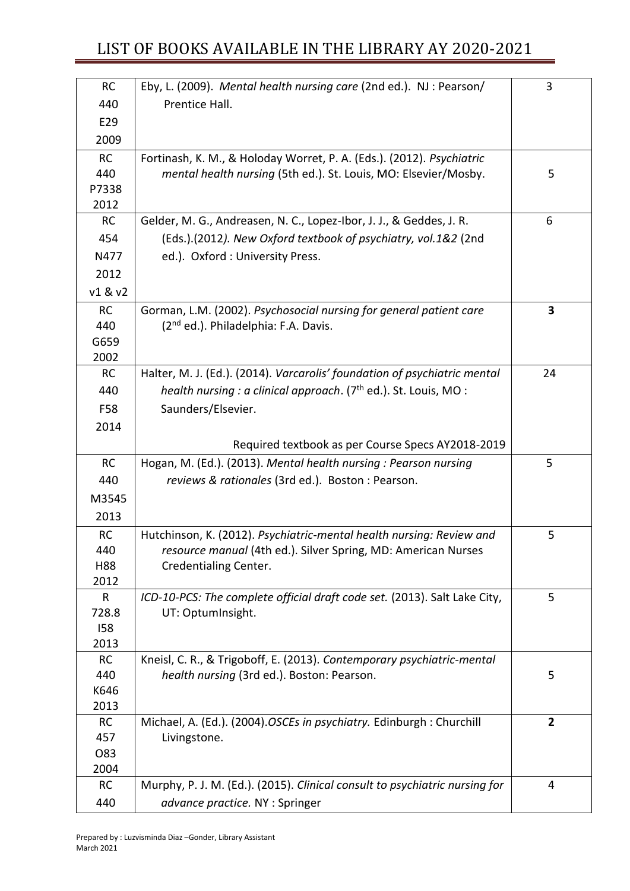# LIST OF BOOKS AVAILABLE IN THE LIBRARY AY 2020-2021

| | | |
|---|---|---|
| RC 440 E29 2009 | Eby, L. (2009). *Mental health nursing care* (2nd ed.). NJ : Pearson/ Prentice Hall. | 3 |
| RC 440 P7338 2012 | Fortinash, K. M., & Holoday Worret, P. A. (Eds.). (2012). *Psychiatric mental health nursing* (5th ed.). St. Louis, MO: Elsevier/Mosby. | 5 |
| RC 454 N477 2012 v1 & v2 | Gelder, M. G., Andreasen, N. C., Lopez-Ibor, J. J., & Geddes, J. R. (Eds.).(2012*). New Oxford textbook of psychiatry, vol.1&2* (2nd ed.). Oxford : University Press. | 6 |
| RC 440 G659 2002 | Gorman, L.M. (2002). *Psychosocial nursing for general patient care* (2nd ed.). Philadelphia: F.A. Davis. | **3** |
| RC 440 F58 2014 | Halter, M. J. (Ed.). (2014). *Varcarolis' foundation of psychiatric mental health nursing : a clinical approach*. (7th ed.). St. Louis, MO : Saunders/Elsevier.<br><br>Required textbook as per Course Specs AY2018-2019 | 24 |
| RC 440 M3545 2013 | Hogan, M. (Ed.). (2013). *Mental health nursing : Pearson nursing reviews & rationales* (3rd ed.). Boston : Pearson. | 5 |
| RC 440 H88 2012 | Hutchinson, K. (2012). *Psychiatric-mental health nursing: Review and resource manual* (4th ed.). Silver Spring, MD: American Nurses Credentialing Center. | 5 |
| R 728.8 I58 2013 | *ICD-10-PCS: The complete official draft code set.* (2013). Salt Lake City, UT: OptumInsight. | 5 |
| RC 440 K646 2013 | Kneisl, C. R., & Trigoboff, E. (2013). *Contemporary psychiatric-mental health nursing* (3rd ed.). Boston: Pearson. | 5 |
| RC 457 O83 2004 | Michael, A. (Ed.). (2004).*OSCEs in psychiatry.* Edinburgh : Churchill Livingstone. | **2** |
| RC 440 | Murphy, P. J. M. (Ed.). (2015). *Clinical consult to psychiatric nursing for advance practice.* NY : Springer | 4 |

Prepared by : Luzvisminda Diaz –Gonder, Library Assistant
March 2021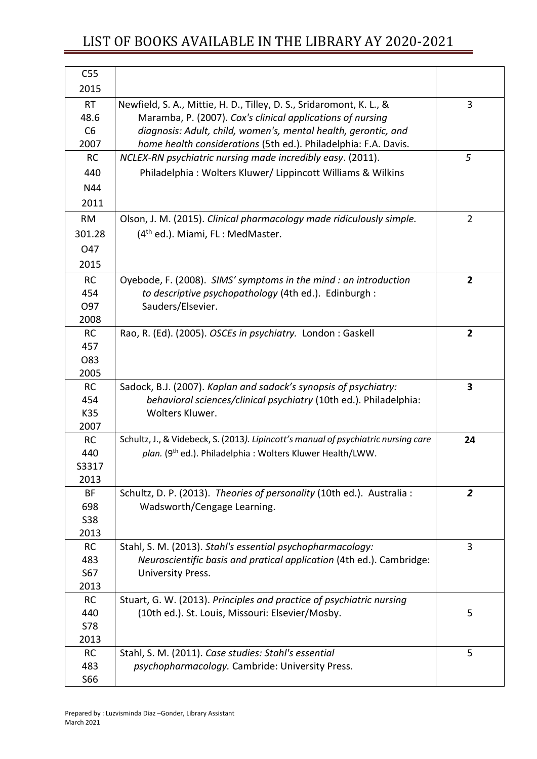# LIST OF BOOKS AVAILABLE IN THE LIBRARY AY 2020-2021

| | | |
|---|---|---|
| C55 2015 | | |
| RT 48.6 C6 2007 | Newfield, S. A., Mittie, H. D., Tilley, D. S., Sridaromont, K. L., & Maramba, P. (2007). *Cox's clinical applications of nursing diagnosis: Adult, child, women's, mental health, gerontic, and home health considerations* (5th ed.). Philadelphia: F.A. Davis. | 3 |
| RC 440 N44 2011 | *NCLEX-RN psychiatric nursing made incredibly easy*. (2011). Philadelphia : Wolters Kluwer/ Lippincott Williams & Wilkins | *5* |
| RM 301.28 O47 2015 | Olson, J. M. (2015). *Clinical pharmacology made ridiculously simple.* (4th ed.). Miami, FL : MedMaster. | 2 |
| RC 454 O97 2008 | Oyebode, F. (2008). *SIMS' symptoms in the mind : an introduction to descriptive psychopathology* (4th ed.). Edinburgh : Sauders/Elsevier. | **2** |
| RC 457 O83 2005 | Rao, R. (Ed). (2005). *OSCEs in psychiatry.* London : Gaskell | **2** |
| RC 454 K35 2007 | Sadock, B.J. (2007). *Kaplan and sadock's synopsis of psychiatry: behavioral sciences/clinical psychiatry* (10th ed.). Philadelphia: Wolters Kluwer. | **3** |
| RC 440 S3317 2013 | Schultz, J., & Videbeck, S. (2013*). Lipincott's manual of psychiatric nursing care plan.* (9th ed.). Philadelphia : Wolters Kluwer Health/LWW. | **24** |
| BF 698 S38 2013 | Schultz, D. P. (2013). *Theories of personality* (10th ed.). Australia : Wadsworth/Cengage Learning. | ***2*** |
| RC 483 S67 2013 | Stahl, S. M. (2013). *Stahl's essential psychopharmacology: Neuroscientific basis and pratical application* (4th ed.). Cambridge: University Press. | 3 |
| RC 440 S78 2013 | Stuart, G. W. (2013). *Principles and practice of psychiatric nursing* (10th ed.). St. Louis, Missouri: Elsevier/Mosby. | 5 |
| RC 483 S66 | Stahl, S. M. (2011). *Case studies: Stahl's essential psychopharmacology.* Cambride: University Press. | 5 |

Prepared by : Luzvisminda Diaz –Gonder, Library Assistant
March 2021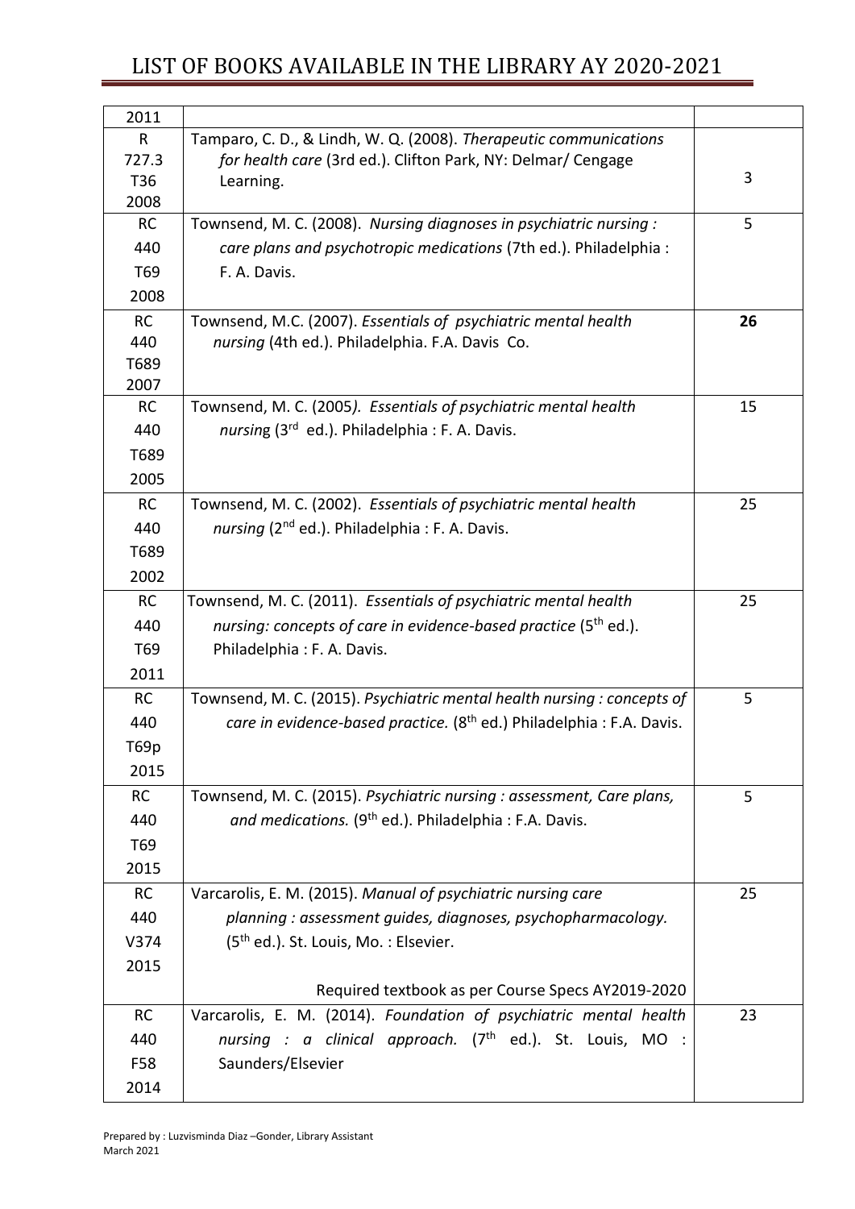| | | |
|---|---|---|
| 2011 | | |
| R 727.3 T36 2008 | Tamparo, C. D., & Lindh, W. Q. (2008). *Therapeutic communications for health care* (3rd ed.). Clifton Park, NY: Delmar/ Cengage Learning. | 3 |
| RC 440 T69 2008 | Townsend, M. C. (2008). *Nursing diagnoses in psychiatric nursing : care plans and psychotropic medications* (7th ed.). Philadelphia : F. A. Davis. | 5 |
| RC 440 T689 2007 | Townsend, M.C. (2007). *Essentials of psychiatric mental health nursing* (4th ed.). Philadelphia. F.A. Davis Co. | **26** |
| RC 440 T689 2005 | Townsend, M. C. (2005*). Essentials of psychiatric mental health nursin*g (3rd ed.). Philadelphia : F. A. Davis. | 15 |
| RC 440 T689 2002 | Townsend, M. C. (2002). *Essentials of psychiatric mental health nursing* (2nd ed.). Philadelphia : F. A. Davis. | 25 |
| RC 440 T69 2011 | Townsend, M. C. (2011). *Essentials of psychiatric mental health nursing: concepts of care in evidence-based practice* (5th ed.). Philadelphia : F. A. Davis. | 25 |
| RC 440 T69p 2015 | Townsend, M. C. (2015). *Psychiatric mental health nursing : concepts of care in evidence-based practice.* (8th ed.) Philadelphia : F.A. Davis. | 5 |
| RC 440 T69 2015 | Townsend, M. C. (2015). *Psychiatric nursing : assessment, Care plans, and medications.* (9th ed.). Philadelphia : F.A. Davis. | 5 |
| RC 440 V374 2015 | Varcarolis, E. M. (2015). *Manual of psychiatric nursing care planning : assessment guides, diagnoses, psychopharmacology.* (5th ed.). St. Louis, Mo. : Elsevier.<br><br>Required textbook as per Course Specs AY2019-2020 | 25 |
| RC 440 F58 2014 | Varcarolis, E. M. (2014). *Foundation of psychiatric mental health nursing : a clinical approach.* (7th ed.). St. Louis, MO : Saunders/Elsevier | 23 |

Prepared by : Luzvisminda Diaz –Gonder, Library Assistant
March 2021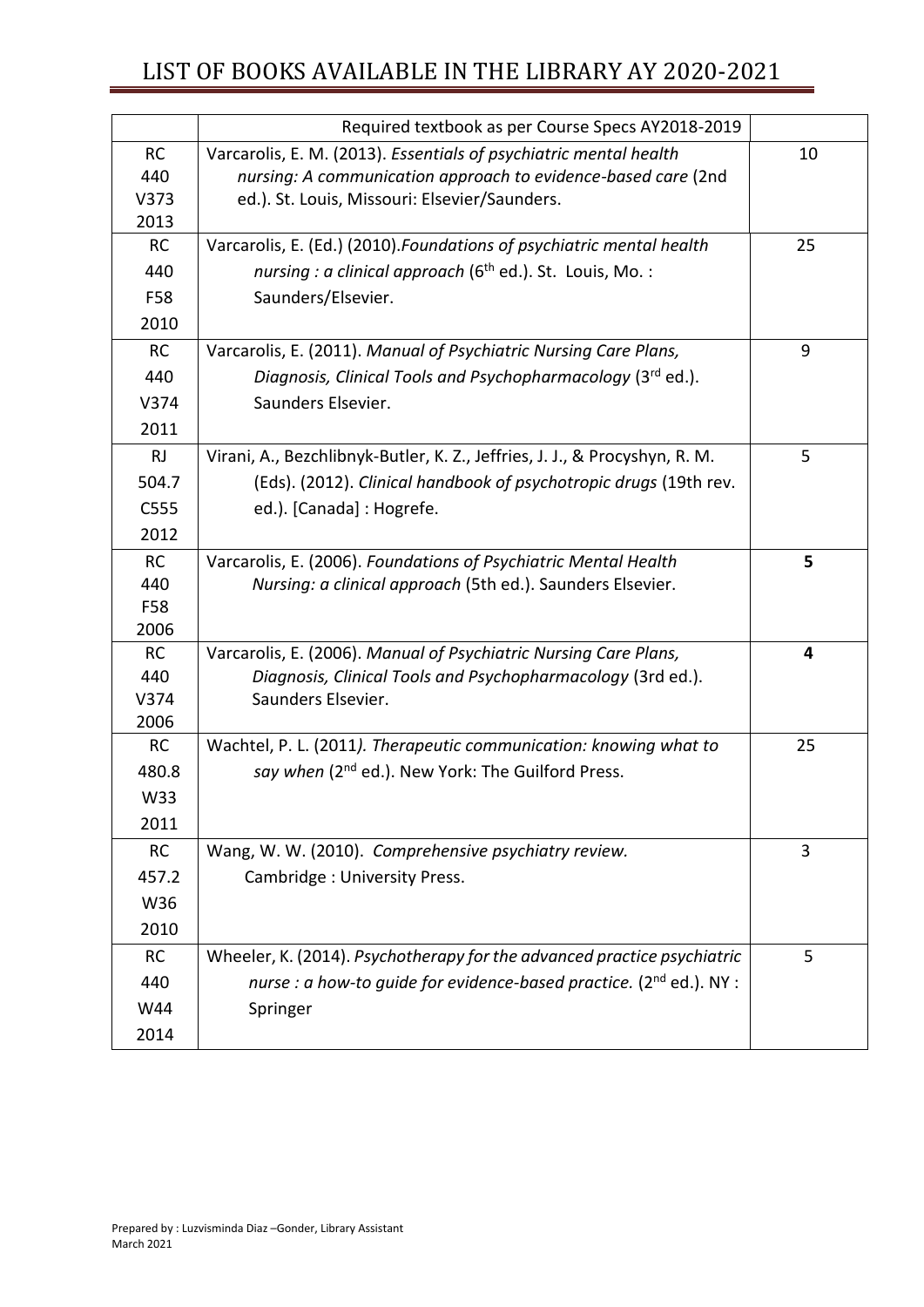# LIST OF BOOKS AVAILABLE IN THE LIBRARY AY 2020-2021

| | | |
|---|---|---|
| | Required textbook as per Course Specs AY2018-2019 | |
| RC 440 V373 2013 | Varcarolis, E. M. (2013). *Essentials of psychiatric mental health nursing: A communication approach to evidence-based care* (2nd ed.). St. Louis, Missouri: Elsevier/Saunders. | 10 |
| RC 440 F58 2010 | Varcarolis, E. (Ed.) (2010).*Foundations of psychiatric mental health nursing : a clinical approach* (6th ed.). St. Louis, Mo. : Saunders/Elsevier. | 25 |
| RC 440 V374 2011 | Varcarolis, E. (2011). *Manual of Psychiatric Nursing Care Plans, Diagnosis, Clinical Tools and Psychopharmacology* (3rd ed.). Saunders Elsevier. | 9 |
| RJ 504.7 C555 2012 | Virani, A., Bezchlibnyk-Butler, K. Z., Jeffries, J. J., & Procyshyn, R. M. (Eds). (2012). *Clinical handbook of psychotropic drugs* (19th rev. ed.). [Canada] : Hogrefe. | 5 |
| RC 440 F58 2006 | Varcarolis, E. (2006). *Foundations of Psychiatric Mental Health Nursing: a clinical approach* (5th ed.). Saunders Elsevier. | **5** |
| RC 440 V374 2006 | Varcarolis, E. (2006). *Manual of Psychiatric Nursing Care Plans, Diagnosis, Clinical Tools and Psychopharmacology* (3rd ed.). Saunders Elsevier. | **4** |
| RC 480.8 W33 2011 | Wachtel, P. L. (2011*). Therapeutic communication: knowing what to say when* (2nd ed.). New York: The Guilford Press. | 25 |
| RC 457.2 W36 2010 | Wang, W. W. (2010). *Comprehensive psychiatry review.* Cambridge : University Press. | 3 |
| RC 440 W44 2014 | Wheeler, K. (2014). *Psychotherapy for the advanced practice psychiatric nurse : a how-to guide for evidence-based practice.* (2nd ed.). NY : Springer | 5 |

Prepared by : Luzvisminda Diaz –Gonder, Library Assistant
March 2021